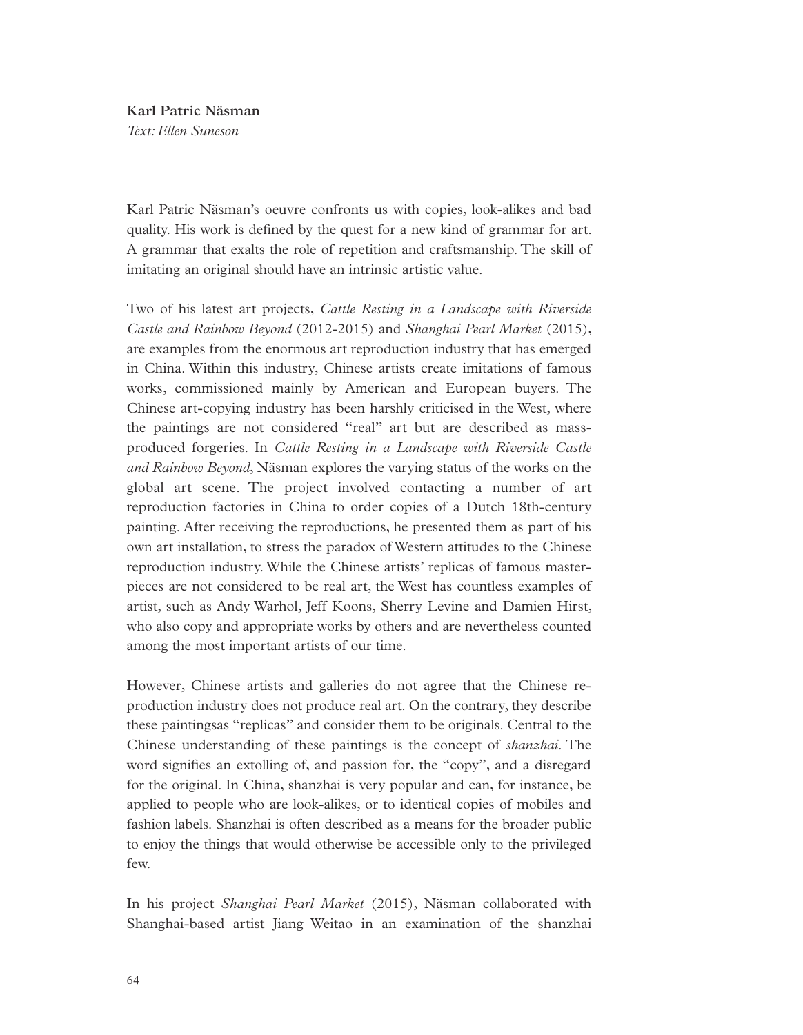**Karl Patric Näsman**

*Text: Ellen Suneson*

Karl Patric Näsman's oeuvre confronts us with copies, look-alikes and bad quality. His work is defined by the quest for a new kind of grammar for art. A grammar that exalts the role of repetition and craftsmanship. The skill of imitating an original should have an intrinsic artistic value.

Two of his latest art projects, *Cattle Resting in a Landscape with Riverside Castle and Rainbow Beyond* (2012-2015) and *Shanghai Pearl Market* (2015), are examples from the enormous art reproduction industry that has emerged in China. Within this industry, Chinese artists create imitations of famous works, commissioned mainly by American and European buyers. The Chinese art-copying industry has been harshly criticised in the West, where the paintings are not considered "real" art but are described as mass-produced forgeries. In *Cattle Resting in a Landscape with Riverside Castle and Rainbow Beyond*, Näsman explores the varying status of the works on the global art scene. The project involved contacting a number of art reproduction factories in China to order copies of a Dutch 18th-century painting. After receiving the reproductions, he presented them as part of his own art installation, to stress the paradox of Western attitudes to the Chinese reproduction industry. While the Chinese artists' replicas of famous masterpieces are not considered to be real art, the West has countless examples of artist, such as Andy Warhol, Jeff Koons, Sherry Levine and Damien Hirst, who also copy and appropriate works by others and are nevertheless counted among the most important artists of our time.

However, Chinese artists and galleries do not agree that the Chinese reproduction industry does not produce real art. On the contrary, they describe these paintingsas "replicas" and consider them to be originals. Central to the Chinese understanding of these paintings is the concept of *shanzhai*. The word signifies an extolling of, and passion for, the "copy", and a disregard for the original. In China, shanzhai is very popular and can, for instance, be applied to people who are look-alikes, or to identical copies of mobiles and fashion labels. Shanzhai is often described as a means for the broader public to enjoy the things that would otherwise be accessible only to the privileged few.

In his project *Shanghai Pearl Market* (2015), Näsman collaborated with Shanghai-based artist Jiang Weitao in an examination of the shanzhai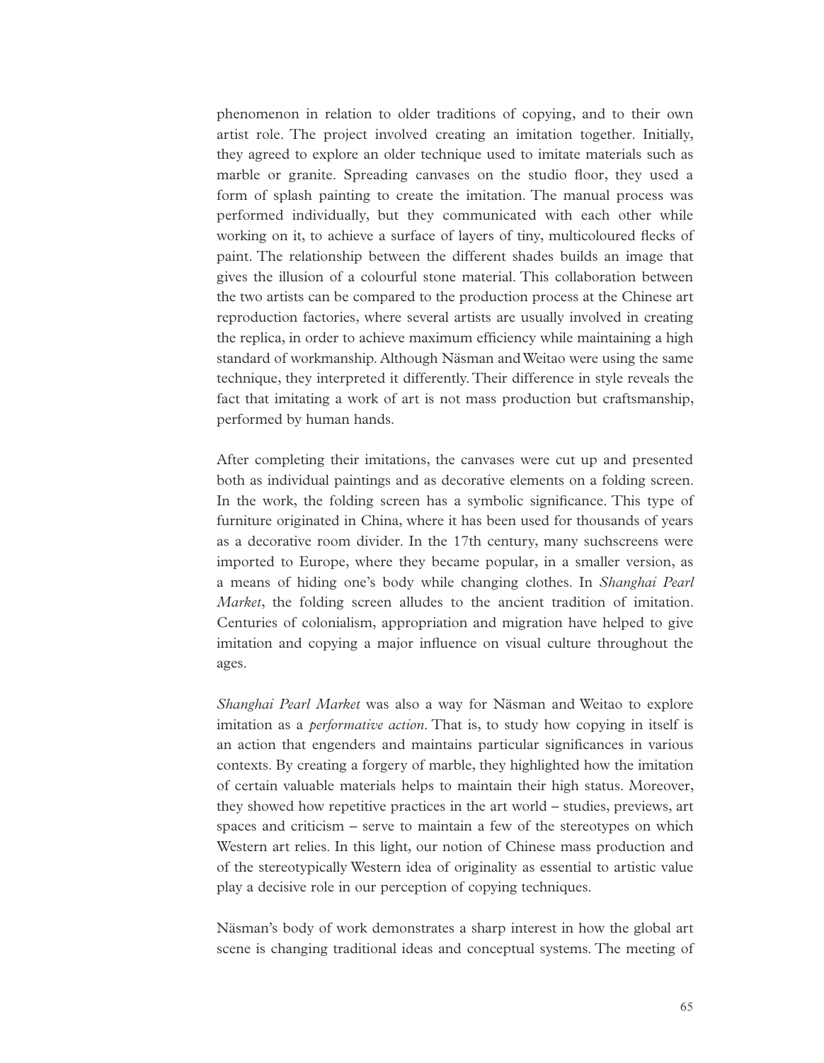phenomenon in relation to older traditions of copying, and to their own artist role. The project involved creating an imitation together. Initially, they agreed to explore an older technique used to imitate materials such as marble or granite. Spreading canvases on the studio floor, they used a form of splash painting to create the imitation. The manual process was performed individually, but they communicated with each other while working on it, to achieve a surface of layers of tiny, multicoloured flecks of paint. The relationship between the different shades builds an image that gives the illusion of a colourful stone material. This collaboration between the two artists can be compared to the production process at the Chinese art reproduction factories, where several artists are usually involved in creating the replica, in order to achieve maximum efficiency while maintaining a high standard of workmanship. Although Näsman and Weitao were using the same technique, they interpreted it differently. Their difference in style reveals the fact that imitating a work of art is not mass production but craftsmanship, performed by human hands.

After completing their imitations, the canvases were cut up and presented both as individual paintings and as decorative elements on a folding screen. In the work, the folding screen has a symbolic significance. This type of furniture originated in China, where it has been used for thousands of years as a decorative room divider. In the 17th century, many suchscreens were imported to Europe, where they became popular, in a smaller version, as a means of hiding one's body while changing clothes. In *Shanghai Pearl Market*, the folding screen alludes to the ancient tradition of imitation. Centuries of colonialism, appropriation and migration have helped to give imitation and copying a major influence on visual culture throughout the ages.

*Shanghai Pearl Market* was also a way for Näsman and Weitao to explore imitation as a *performative action*. That is, to study how copying in itself is an action that engenders and maintains particular significances in various contexts. By creating a forgery of marble, they highlighted how the imitation of certain valuable materials helps to maintain their high status. Moreover, they showed how repetitive practices in the art world – studies, previews, art spaces and criticism – serve to maintain a few of the stereotypes on which Western art relies. In this light, our notion of Chinese mass production and of the stereotypically Western idea of originality as essential to artistic value play a decisive role in our perception of copying techniques.

Näsman's body of work demonstrates a sharp interest in how the global art scene is changing traditional ideas and conceptual systems. The meeting of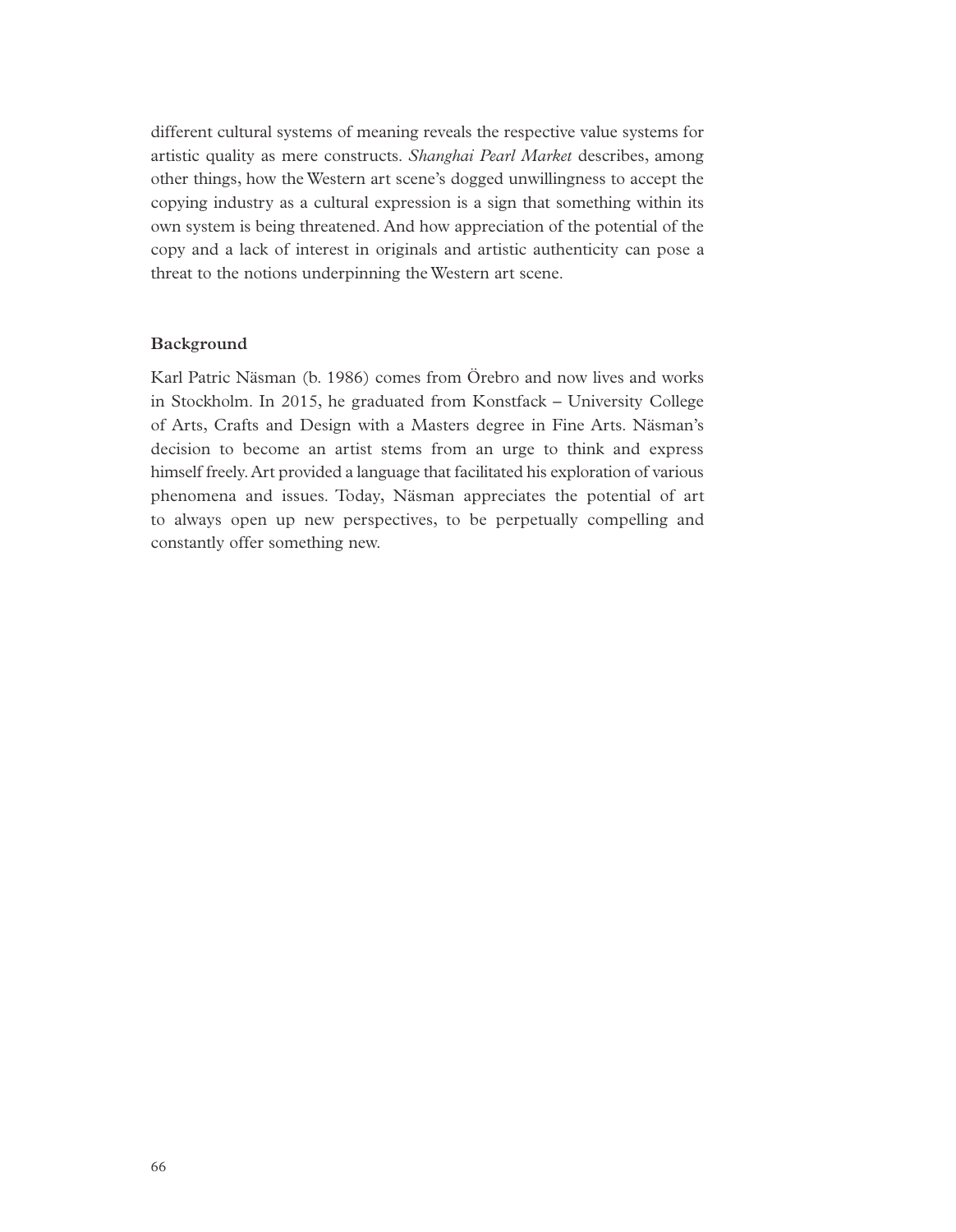different cultural systems of meaning reveals the respective value systems for artistic quality as mere constructs. *Shanghai Pearl Market* describes, among other things, how the Western art scene's dogged unwillingness to accept the copying industry as a cultural expression is a sign that something within its own system is being threatened. And how appreciation of the potential of the copy and a lack of interest in originals and artistic authenticity can pose a threat to the notions underpinning the Western art scene.

### Background

Karl Patric Näsman (b. 1986) comes from Örebro and now lives and works in Stockholm. In 2015, he graduated from Konstfack – University College of Arts, Crafts and Design with a Masters degree in Fine Arts. Näsman's decision to become an artist stems from an urge to think and express himself freely. Art provided a language that facilitated his exploration of various phenomena and issues. Today, Näsman appreciates the potential of art to always open up new perspectives, to be perpetually compelling and constantly offer something new.